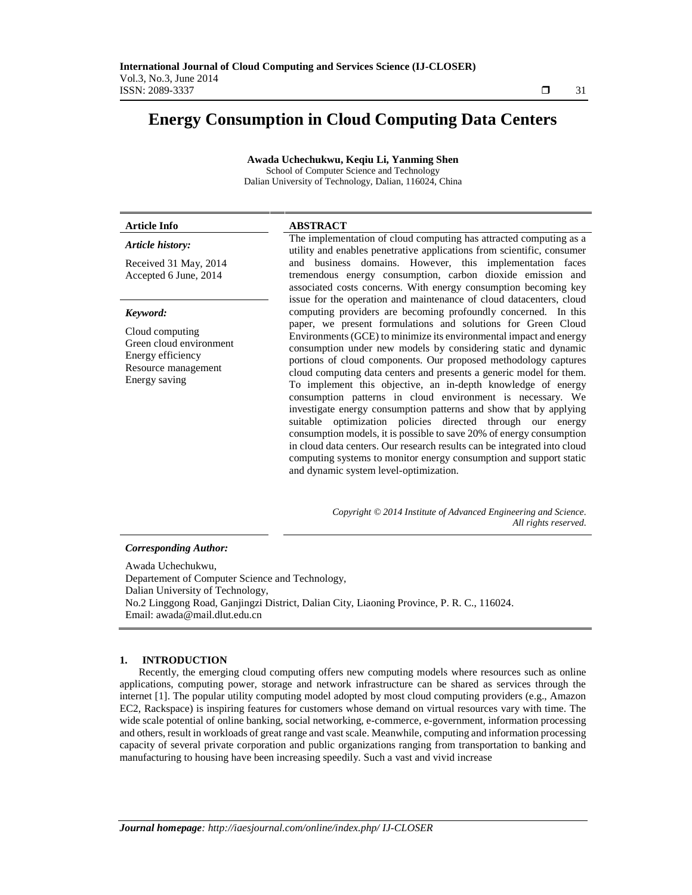# Energy Consumption in Cloud Computing Data Centers

**Awada Uchechukwu, Keqiu Li, Yanming Shen**

School of Computer Science and Technology
Dalian University of Technology, Dalian, 116024, China

**Article Info**

*Article history:*

Received 31 May, 2014
Accepted 6 June, 2014

*Keyword:*

Cloud computing
Green cloud environment
Energy efficiency
Resource management
Energy saving

**ABSTRACT**

The implementation of cloud computing has attracted computing as a utility and enables penetrative applications from scientific, consumer and business domains. However, this implementation faces tremendous energy consumption, carbon dioxide emission and associated costs concerns. With energy consumption becoming key issue for the operation and maintenance of cloud datacenters, cloud computing providers are becoming profoundly concerned. In this paper, we present formulations and solutions for Green Cloud Environments (GCE) to minimize its environmental impact and energy consumption under new models by considering static and dynamic portions of cloud components. Our proposed methodology captures cloud computing data centers and presents a generic model for them. To implement this objective, an in-depth knowledge of energy consumption patterns in cloud environment is necessary. We investigate energy consumption patterns and show that by applying suitable optimization policies directed through our energy consumption models, it is possible to save 20% of energy consumption in cloud data centers. Our research results can be integrated into cloud computing systems to monitor energy consumption and support static and dynamic system level-optimization.

*Copyright © 2014 Institute of Advanced Engineering and Science. All rights reserved.*

*Corresponding Author:*

Awada Uchechukwu,
Departement of Computer Science and Technology,
Dalian University of Technology,
No.2 Linggong Road, Ganjingzi District, Dalian City, Liaoning Province, P. R. C., 116024.
Email: awada@mail.dlut.edu.cn

## 1. INTRODUCTION

Recently, the emerging cloud computing offers new computing models where resources such as online applications, computing power, storage and network infrastructure can be shared as services through the internet [1]. The popular utility computing model adopted by most cloud computing providers (e.g., Amazon EC2, Rackspace) is inspiring features for customers whose demand on virtual resources vary with time. The wide scale potential of online banking, social networking, e-commerce, e-government, information processing and others, result in workloads of great range and vast scale. Meanwhile, computing and information processing capacity of several private corporation and public organizations ranging from transportation to banking and manufacturing to housing have been increasing speedily. Such a vast and vivid increase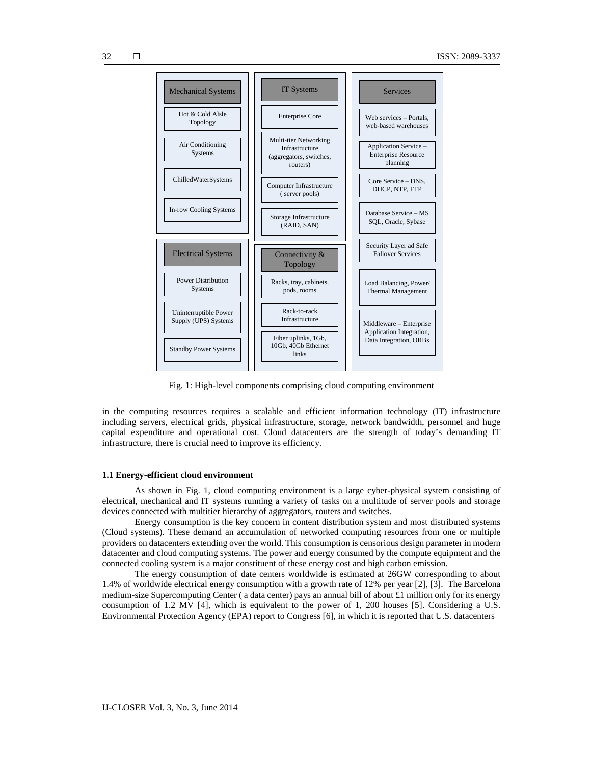**Mechanical Systems**
- Hot & Cold Alsle Topology
- Air Conditioning Systems
- ChilledWaterSystems
- In-row Cooling Systems

**Electrical Systems**
- Power Distribution Systems
- Uninterruptible Power Supply (UPS) Systems
- Standby Power Systems

**IT Systems**
- Enterprise Core
- Multi-tier Networking Infrastructure (aggregators, switches, routers)
- Computer Infrastructure ( server pools)
- Storage Infrastructure (RAID, SAN)

**Connectivity & Topology**
- Racks, tray, cabinets, pods, rooms
- Rack-to-rack Infrastructure
- Fiber uplinks, 1Gb, 10Gb, 40Gb Ethernet links

**Services**
- Web services – Portals, web-based warehouses
- Application Service – Enterprise Resource planning
- Core Service – DNS, DHCP, NTP, FTP
- Database Service – MS SQL, Oracle, Sybase
- Security Layer ad Safe Fallover Services
- Load Balancing, Power/ Thermal Management
- Middleware – Enterprise Application Integration, Data Integration, ORBs

Fig. 1: High-level components comprising cloud computing environment

in the computing resources requires a scalable and efficient information technology (IT) infrastructure including servers, electrical grids, physical infrastructure, storage, network bandwidth, personnel and huge capital expenditure and operational cost. Cloud datacenters are the strength of today's demanding IT infrastructure, there is crucial need to improve its efficiency.

### 1.1 Energy-efficient cloud environment

As shown in Fig. 1, cloud computing environment is a large cyber-physical system consisting of electrical, mechanical and IT systems running a variety of tasks on a multitude of server pools and storage devices connected with multitier hierarchy of aggregators, routers and switches.

Energy consumption is the key concern in content distribution system and most distributed systems (Cloud systems). These demand an accumulation of networked computing resources from one or multiple providers on datacenters extending over the world. This consumption is censorious design parameter in modern datacenter and cloud computing systems. The power and energy consumed by the compute equipment and the connected cooling system is a major constituent of these energy cost and high carbon emission.

The energy consumption of date centers worldwide is estimated at 26GW corresponding to about 1.4% of worldwide electrical energy consumption with a growth rate of 12% per year [2], [3]. The Barcelona medium-size Supercomputing Center ( a data center) pays an annual bill of about £1 million only for its energy consumption of 1.2 MV [4], which is equivalent to the power of 1, 200 houses [5]. Considering a U.S. Environmental Protection Agency (EPA) report to Congress [6], in which it is reported that U.S. datacenters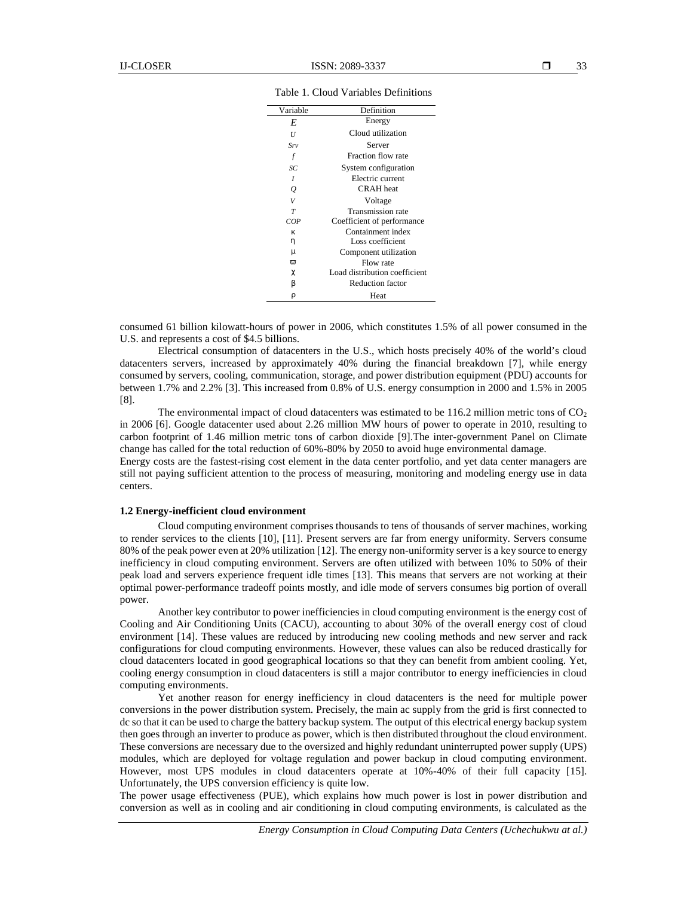Table 1. Cloud Variables Definitions

| Variable | Definition |
|---|---|
| $E$ | Energy |
| $U$ | Cloud utilization |
| $Srv$ | Server |
| $f$ | Fraction flow rate |
| $SC$ | System configuration |
| $I$ | Electric current |
| $Q$ | CRAH heat |
| $V$ | Voltage |
| $T$ | Transmission rate |
| $COP$ | Coefficient of performance |
| $\kappa$ | Containment index |
| $\eta$ | Loss coefficient |
| $\mu$ | Component utilization |
| $\varpi$ | Flow rate |
| $\chi$ | Load distribution coefficient |
| $\beta$ | Reduction factor |
| $\rho$ | Heat |

consumed 61 billion kilowatt-hours of power in 2006, which constitutes 1.5% of all power consumed in the U.S. and represents a cost of $4.5 billions.

Electrical consumption of datacenters in the U.S., which hosts precisely 40% of the world's cloud datacenters servers, increased by approximately 40% during the financial breakdown [7], while energy consumed by servers, cooling, communication, storage, and power distribution equipment (PDU) accounts for between 1.7% and 2.2% [3]. This increased from 0.8% of U.S. energy consumption in 2000 and 1.5% in 2005 [8].

The environmental impact of cloud datacenters was estimated to be 116.2 million metric tons of $CO_2$ in 2006 [6]. Google datacenter used about 2.26 million MW hours of power to operate in 2010, resulting to carbon footprint of 1.46 million metric tons of carbon dioxide [9].The inter-government Panel on Climate change has called for the total reduction of 60%-80% by 2050 to avoid huge environmental damage.

Energy costs are the fastest-rising cost element in the data center portfolio, and yet data center managers are still not paying sufficient attention to the process of measuring, monitoring and modeling energy use in data centers.

### 1.2 Energy-inefficient cloud environment

Cloud computing environment comprises thousands to tens of thousands of server machines, working to render services to the clients [10], [11]. Present servers are far from energy uniformity. Servers consume 80% of the peak power even at 20% utilization [12]. The energy non-uniformity server is a key source to energy inefficiency in cloud computing environment. Servers are often utilized with between 10% to 50% of their peak load and servers experience frequent idle times [13]. This means that servers are not working at their optimal power-performance tradeoff points mostly, and idle mode of servers consumes big portion of overall power.

Another key contributor to power inefficiencies in cloud computing environment is the energy cost of Cooling and Air Conditioning Units (CACU), accounting to about 30% of the overall energy cost of cloud environment [14]. These values are reduced by introducing new cooling methods and new server and rack configurations for cloud computing environments. However, these values can also be reduced drastically for cloud datacenters located in good geographical locations so that they can benefit from ambient cooling. Yet, cooling energy consumption in cloud datacenters is still a major contributor to energy inefficiencies in cloud computing environments.

Yet another reason for energy inefficiency in cloud datacenters is the need for multiple power conversions in the power distribution system. Precisely, the main ac supply from the grid is first connected to dc so that it can be used to charge the battery backup system. The output of this electrical energy backup system then goes through an inverter to produce as power, which is then distributed throughout the cloud environment. These conversions are necessary due to the oversized and highly redundant uninterrupted power supply (UPS) modules, which are deployed for voltage regulation and power backup in cloud computing environment. However, most UPS modules in cloud datacenters operate at 10%-40% of their full capacity [15]. Unfortunately, the UPS conversion efficiency is quite low.

The power usage effectiveness (PUE), which explains how much power is lost in power distribution and conversion as well as in cooling and air conditioning in cloud computing environments, is calculated as the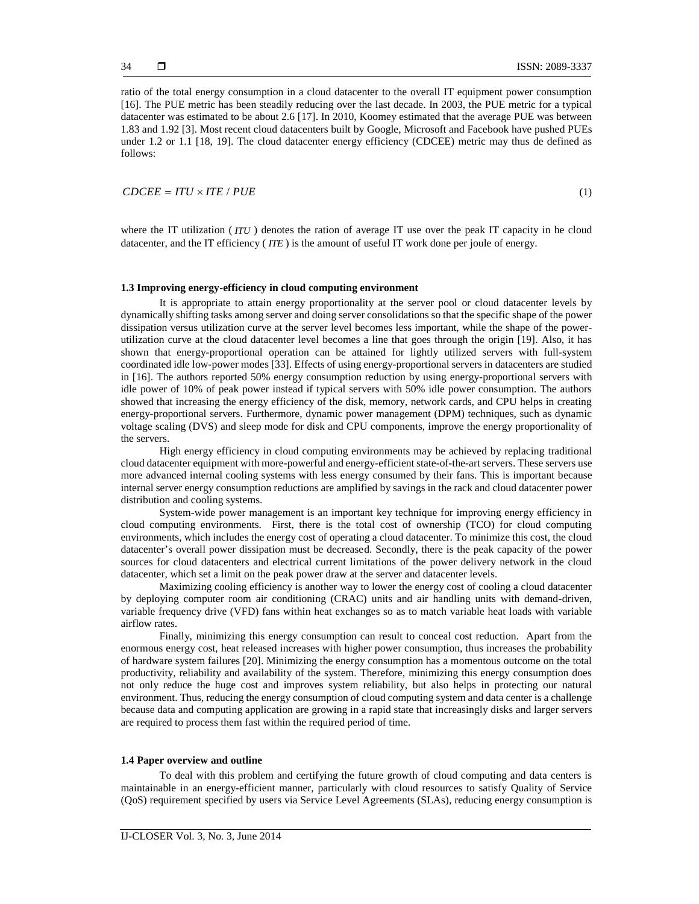ratio of the total energy consumption in a cloud datacenter to the overall IT equipment power consumption [16]. The PUE metric has been steadily reducing over the last decade. In 2003, the PUE metric for a typical datacenter was estimated to be about 2.6 [17]. In 2010, Koomey estimated that the average PUE was between 1.83 and 1.92 [3]. Most recent cloud datacenters built by Google, Microsoft and Facebook have pushed PUEs under 1.2 or 1.1 [18, 19]. The cloud datacenter energy efficiency (CDCEE) metric may thus de defined as follows:

$$CDCEE = ITU \times ITE \,/\, PUE \tag{1}$$

where the IT utilization ( $ITU$ ) denotes the ration of average IT use over the peak IT capacity in he cloud datacenter, and the IT efficiency ( $ITE$ ) is the amount of useful IT work done per joule of energy.

### 1.3 Improving energy-efficiency in cloud computing environment

It is appropriate to attain energy proportionality at the server pool or cloud datacenter levels by dynamically shifting tasks among server and doing server consolidations so that the specific shape of the power dissipation versus utilization curve at the server level becomes less important, while the shape of the power-utilization curve at the cloud datacenter level becomes a line that goes through the origin [19]. Also, it has shown that energy-proportional operation can be attained for lightly utilized servers with full-system coordinated idle low-power modes [33]. Effects of using energy-proportional servers in datacenters are studied in [16]. The authors reported 50% energy consumption reduction by using energy-proportional servers with idle power of 10% of peak power instead if typical servers with 50% idle power consumption. The authors showed that increasing the energy efficiency of the disk, memory, network cards, and CPU helps in creating energy-proportional servers. Furthermore, dynamic power management (DPM) techniques, such as dynamic voltage scaling (DVS) and sleep mode for disk and CPU components, improve the energy proportionality of the servers.

High energy efficiency in cloud computing environments may be achieved by replacing traditional cloud datacenter equipment with more-powerful and energy-efficient state-of-the-art servers. These servers use more advanced internal cooling systems with less energy consumed by their fans. This is important because internal server energy consumption reductions are amplified by savings in the rack and cloud datacenter power distribution and cooling systems.

System-wide power management is an important key technique for improving energy efficiency in cloud computing environments. First, there is the total cost of ownership (TCO) for cloud computing environments, which includes the energy cost of operating a cloud datacenter. To minimize this cost, the cloud datacenter's overall power dissipation must be decreased. Secondly, there is the peak capacity of the power sources for cloud datacenters and electrical current limitations of the power delivery network in the cloud datacenter, which set a limit on the peak power draw at the server and datacenter levels.

Maximizing cooling efficiency is another way to lower the energy cost of cooling a cloud datacenter by deploying computer room air conditioning (CRAC) units and air handling units with demand-driven, variable frequency drive (VFD) fans within heat exchanges so as to match variable heat loads with variable airflow rates.

Finally, minimizing this energy consumption can result to conceal cost reduction. Apart from the enormous energy cost, heat released increases with higher power consumption, thus increases the probability of hardware system failures [20]. Minimizing the energy consumption has a momentous outcome on the total productivity, reliability and availability of the system. Therefore, minimizing this energy consumption does not only reduce the huge cost and improves system reliability, but also helps in protecting our natural environment. Thus, reducing the energy consumption of cloud computing system and data center is a challenge because data and computing application are growing in a rapid state that increasingly disks and larger servers are required to process them fast within the required period of time.

### 1.4 Paper overview and outline

To deal with this problem and certifying the future growth of cloud computing and data centers is maintainable in an energy-efficient manner, particularly with cloud resources to satisfy Quality of Service (QoS) requirement specified by users via Service Level Agreements (SLAs), reducing energy consumption is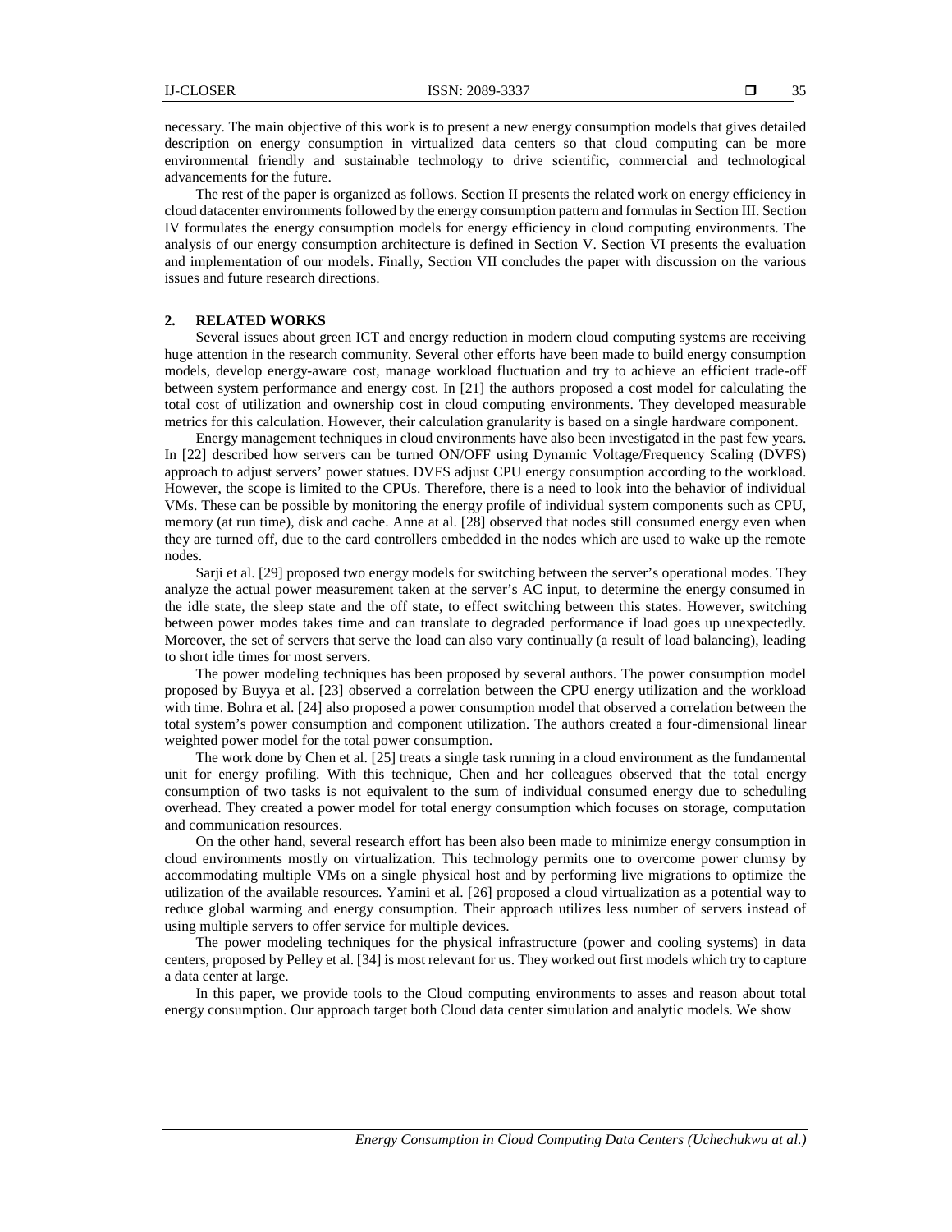necessary. The main objective of this work is to present a new energy consumption models that gives detailed description on energy consumption in virtualized data centers so that cloud computing can be more environmental friendly and sustainable technology to drive scientific, commercial and technological advancements for the future.

The rest of the paper is organized as follows. Section II presents the related work on energy efficiency in cloud datacenter environments followed by the energy consumption pattern and formulas in Section III. Section IV formulates the energy consumption models for energy efficiency in cloud computing environments. The analysis of our energy consumption architecture is defined in Section V. Section VI presents the evaluation and implementation of our models. Finally, Section VII concludes the paper with discussion on the various issues and future research directions.

## 2. RELATED WORKS

Several issues about green ICT and energy reduction in modern cloud computing systems are receiving huge attention in the research community. Several other efforts have been made to build energy consumption models, develop energy-aware cost, manage workload fluctuation and try to achieve an efficient trade-off between system performance and energy cost. In [21] the authors proposed a cost model for calculating the total cost of utilization and ownership cost in cloud computing environments. They developed measurable metrics for this calculation. However, their calculation granularity is based on a single hardware component.

Energy management techniques in cloud environments have also been investigated in the past few years. In [22] described how servers can be turned ON/OFF using Dynamic Voltage/Frequency Scaling (DVFS) approach to adjust servers' power statues. DVFS adjust CPU energy consumption according to the workload. However, the scope is limited to the CPUs. Therefore, there is a need to look into the behavior of individual VMs. These can be possible by monitoring the energy profile of individual system components such as CPU, memory (at run time), disk and cache. Anne at al. [28] observed that nodes still consumed energy even when they are turned off, due to the card controllers embedded in the nodes which are used to wake up the remote nodes.

Sarji et al. [29] proposed two energy models for switching between the server's operational modes. They analyze the actual power measurement taken at the server's AC input, to determine the energy consumed in the idle state, the sleep state and the off state, to effect switching between this states. However, switching between power modes takes time and can translate to degraded performance if load goes up unexpectedly. Moreover, the set of servers that serve the load can also vary continually (a result of load balancing), leading to short idle times for most servers.

The power modeling techniques has been proposed by several authors. The power consumption model proposed by Buyya et al. [23] observed a correlation between the CPU energy utilization and the workload with time. Bohra et al. [24] also proposed a power consumption model that observed a correlation between the total system's power consumption and component utilization. The authors created a four-dimensional linear weighted power model for the total power consumption.

The work done by Chen et al. [25] treats a single task running in a cloud environment as the fundamental unit for energy profiling. With this technique, Chen and her colleagues observed that the total energy consumption of two tasks is not equivalent to the sum of individual consumed energy due to scheduling overhead. They created a power model for total energy consumption which focuses on storage, computation and communication resources.

On the other hand, several research effort has been also been made to minimize energy consumption in cloud environments mostly on virtualization. This technology permits one to overcome power clumsy by accommodating multiple VMs on a single physical host and by performing live migrations to optimize the utilization of the available resources. Yamini et al. [26] proposed a cloud virtualization as a potential way to reduce global warming and energy consumption. Their approach utilizes less number of servers instead of using multiple servers to offer service for multiple devices.

The power modeling techniques for the physical infrastructure (power and cooling systems) in data centers, proposed by Pelley et al. [34] is most relevant for us. They worked out first models which try to capture a data center at large.

In this paper, we provide tools to the Cloud computing environments to asses and reason about total energy consumption. Our approach target both Cloud data center simulation and analytic models. We show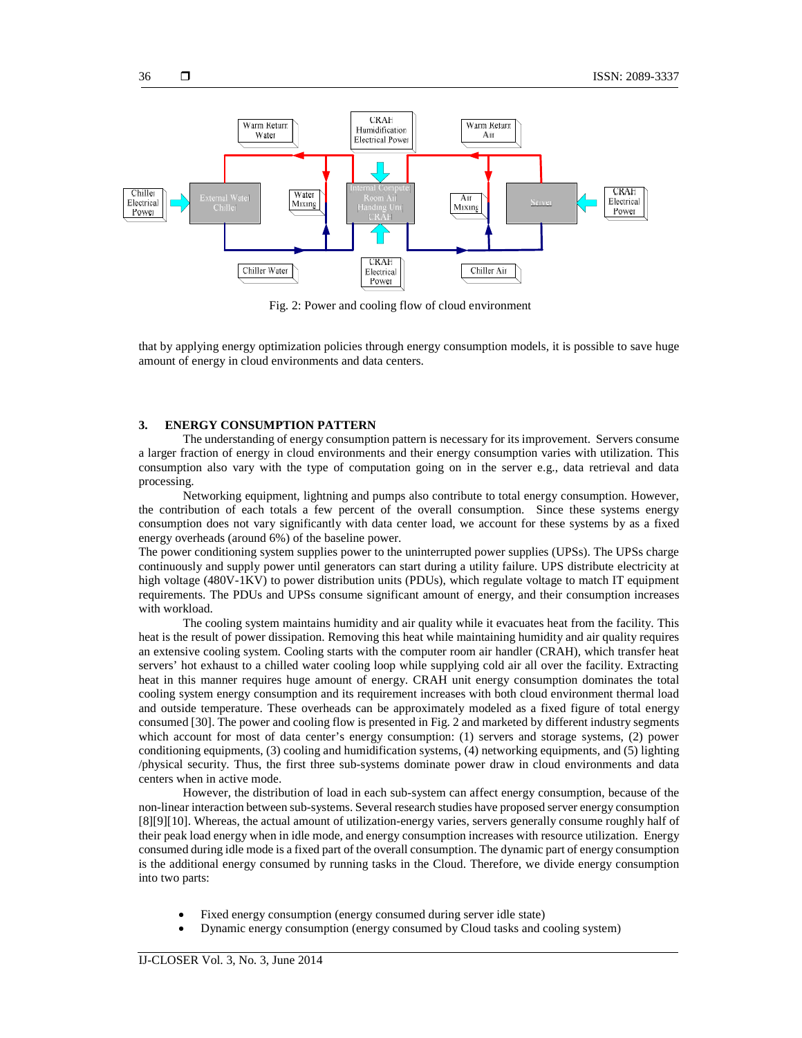Fig. 2: Power and cooling flow of cloud environment

that by applying energy optimization policies through energy consumption models, it is possible to save huge amount of energy in cloud environments and data centers.

## 3. ENERGY CONSUMPTION PATTERN

The understanding of energy consumption pattern is necessary for its improvement. Servers consume a larger fraction of energy in cloud environments and their energy consumption varies with utilization. This consumption also vary with the type of computation going on in the server e.g., data retrieval and data processing.

Networking equipment, lightning and pumps also contribute to total energy consumption. However, the contribution of each totals a few percent of the overall consumption. Since these systems energy consumption does not vary significantly with data center load, we account for these systems by as a fixed energy overheads (around 6%) of the baseline power.

The power conditioning system supplies power to the uninterrupted power supplies (UPSs). The UPSs charge continuously and supply power until generators can start during a utility failure. UPS distribute electricity at high voltage (480V-1KV) to power distribution units (PDUs), which regulate voltage to match IT equipment requirements. The PDUs and UPSs consume significant amount of energy, and their consumption increases with workload.

The cooling system maintains humidity and air quality while it evacuates heat from the facility. This heat is the result of power dissipation. Removing this heat while maintaining humidity and air quality requires an extensive cooling system. Cooling starts with the computer room air handler (CRAH), which transfer heat servers' hot exhaust to a chilled water cooling loop while supplying cold air all over the facility. Extracting heat in this manner requires huge amount of energy. CRAH unit energy consumption dominates the total cooling system energy consumption and its requirement increases with both cloud environment thermal load and outside temperature. These overheads can be approximately modeled as a fixed figure of total energy consumed [30]. The power and cooling flow is presented in Fig. 2 and marketed by different industry segments which account for most of data center's energy consumption: (1) servers and storage systems, (2) power conditioning equipments, (3) cooling and humidification systems, (4) networking equipments, and (5) lighting /physical security. Thus, the first three sub-systems dominate power draw in cloud environments and data centers when in active mode.

However, the distribution of load in each sub-system can affect energy consumption, because of the non-linear interaction between sub-systems. Several research studies have proposed server energy consumption [8][9][10]. Whereas, the actual amount of utilization-energy varies, servers generally consume roughly half of their peak load energy when in idle mode, and energy consumption increases with resource utilization. Energy consumed during idle mode is a fixed part of the overall consumption. The dynamic part of energy consumption is the additional energy consumed by running tasks in the Cloud. Therefore, we divide energy consumption into two parts:

- Fixed energy consumption (energy consumed during server idle state)
- Dynamic energy consumption (energy consumed by Cloud tasks and cooling system)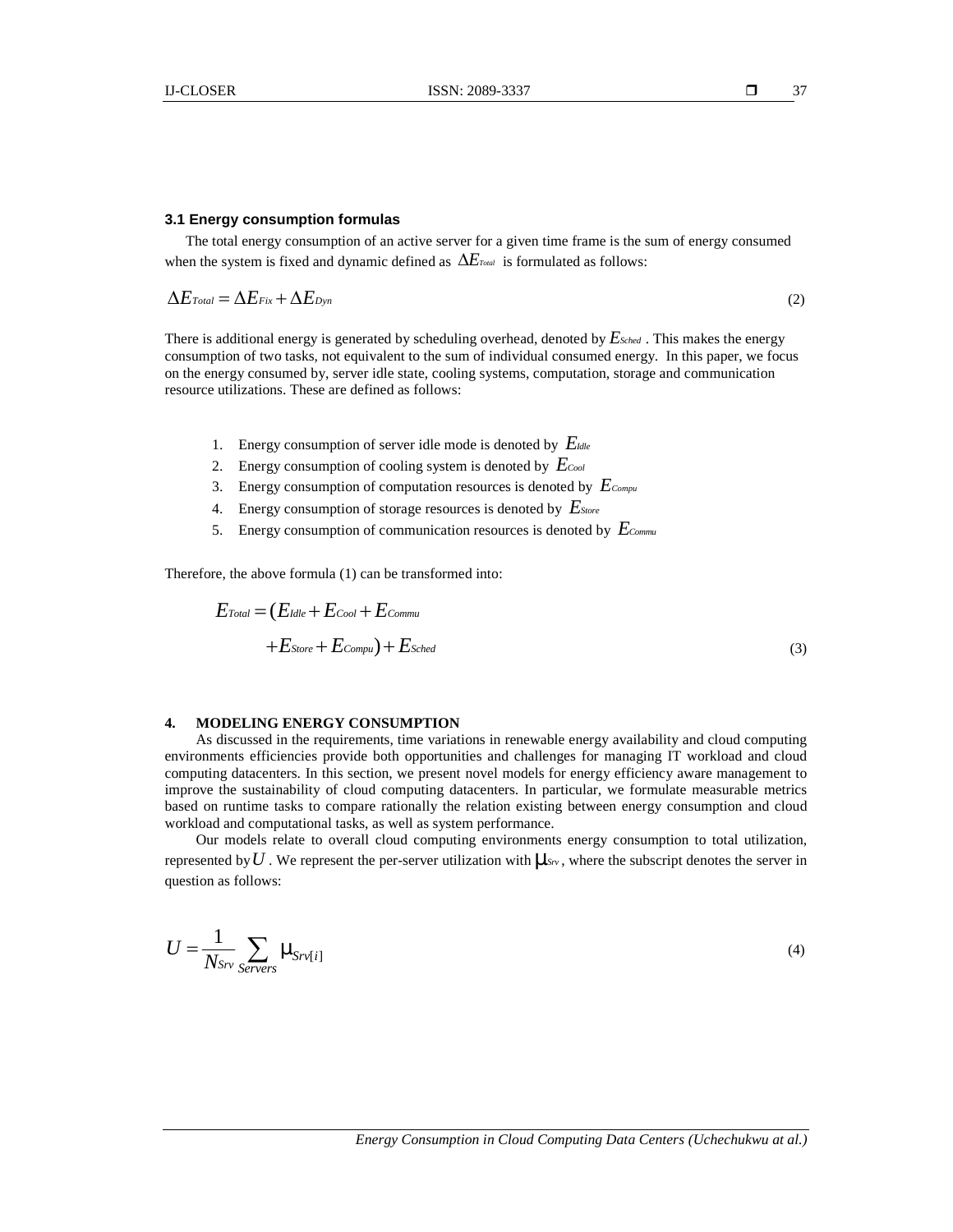### 3.1 Energy consumption formulas

The total energy consumption of an active server for a given time frame is the sum of energy consumed when the system is fixed and dynamic defined as $\Delta E_{Total}$ is formulated as follows:

$$\Delta E_{Total} = \Delta E_{Fix} + \Delta E_{Dyn} \tag{2}$$

There is additional energy is generated by scheduling overhead, denoted by $E_{Sched}$ . This makes the energy consumption of two tasks, not equivalent to the sum of individual consumed energy. In this paper, we focus on the energy consumed by, server idle state, cooling systems, computation, storage and communication resource utilizations. These are defined as follows:

1. Energy consumption of server idle mode is denoted by $E_{Idle}$
2. Energy consumption of cooling system is denoted by $E_{Cool}$
3. Energy consumption of computation resources is denoted by $E_{Compu}$
4. Energy consumption of storage resources is denoted by $E_{Store}$
5. Energy consumption of communication resources is denoted by $E_{Commu}$

Therefore, the above formula (1) can be transformed into:

$$E_{Total} = (E_{Idle} + E_{Cool} + E_{Commu} + E_{Store} + E_{Compu}) + E_{Sched} \tag{3}$$

## 4. MODELING ENERGY CONSUMPTION

As discussed in the requirements, time variations in renewable energy availability and cloud computing environments efficiencies provide both opportunities and challenges for managing IT workload and cloud computing datacenters. In this section, we present novel models for energy efficiency aware management to improve the sustainability of cloud computing datacenters. In particular, we formulate measurable metrics based on runtime tasks to compare rationally the relation existing between energy consumption and cloud workload and computational tasks, as well as system performance.

Our models relate to overall cloud computing environments energy consumption to total utilization, represented by $U$ . We represent the per-server utilization with $\mu_{Srv}$ , where the subscript denotes the server in question as follows:

$$U = \frac{1}{N_{Srv}} \sum_{Servers} \mu_{Srv[i]} \tag{4}$$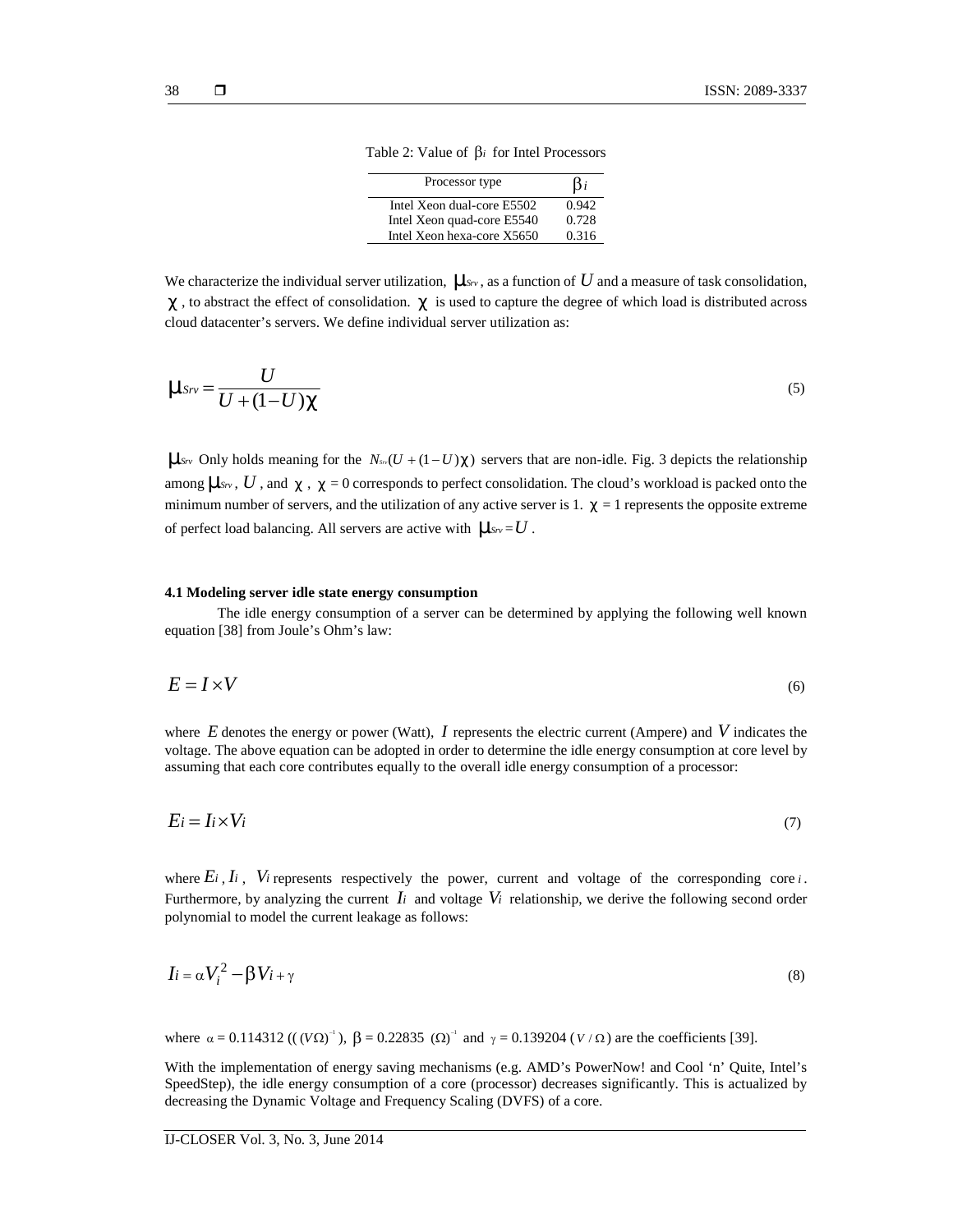Table 2: Value of $\beta_i$ for Intel Processors

| Processor type | $\beta_i$ |
|---|---|
| Intel Xeon dual-core E5502 | 0.942 |
| Intel Xeon quad-core E5540 | 0.728 |
| Intel Xeon hexa-core X5650 | 0.316 |

We characterize the individual server utilization, $\mu_{Srv}$, as a function of $U$ and a measure of task consolidation, $\chi$, to abstract the effect of consolidation. $\chi$ is used to capture the degree of which load is distributed across cloud datacenter's servers. We define individual server utilization as:

$$\mu_{Srv} = \frac{U}{U + (1 - U)\chi} \tag{5}$$

$\mu_{Srv}$ Only holds meaning for the $N_{Srv}(U + (1 - U)\chi)$ servers that are non-idle. Fig. 3 depicts the relationship among $\mu_{Srv}$, $U$, and $\chi$, $\chi = 0$ corresponds to perfect consolidation. The cloud's workload is packed onto the minimum number of servers, and the utilization of any active server is 1. $\chi = 1$ represents the opposite extreme of perfect load balancing. All servers are active with $\mu_{Srv} = U$.

### 4.1 Modeling server idle state energy consumption

The idle energy consumption of a server can be determined by applying the following well known equation [38] from Joule's Ohm's law:

$$E = I \times V \tag{6}$$

where $E$ denotes the energy or power (Watt), $I$ represents the electric current (Ampere) and $V$ indicates the voltage. The above equation can be adopted in order to determine the idle energy consumption at core level by assuming that each core contributes equally to the overall idle energy consumption of a processor:

$$E_i = I_i \times V_i \tag{7}$$

where $E_i$, $I_i$, $V_i$ represents respectively the power, current and voltage of the corresponding core $i$. Furthermore, by analyzing the current $I_i$ and voltage $V_i$ relationship, we derive the following second order polynomial to model the current leakage as follows:

$$I_i = \alpha V_i^2 - \beta V_i + \gamma \tag{8}$$

where $\alpha = 0.114312$ ($((V\Omega)^{-1}$), $\beta = 0.22835$ $(\Omega)^{-1}$ and $\gamma = 0.139204$ ($V / \Omega$) are the coefficients [39].

With the implementation of energy saving mechanisms (e.g. AMD's PowerNow! and Cool 'n' Quite, Intel's SpeedStep), the idle energy consumption of a core (processor) decreases significantly. This is actualized by decreasing the Dynamic Voltage and Frequency Scaling (DVFS) of a core.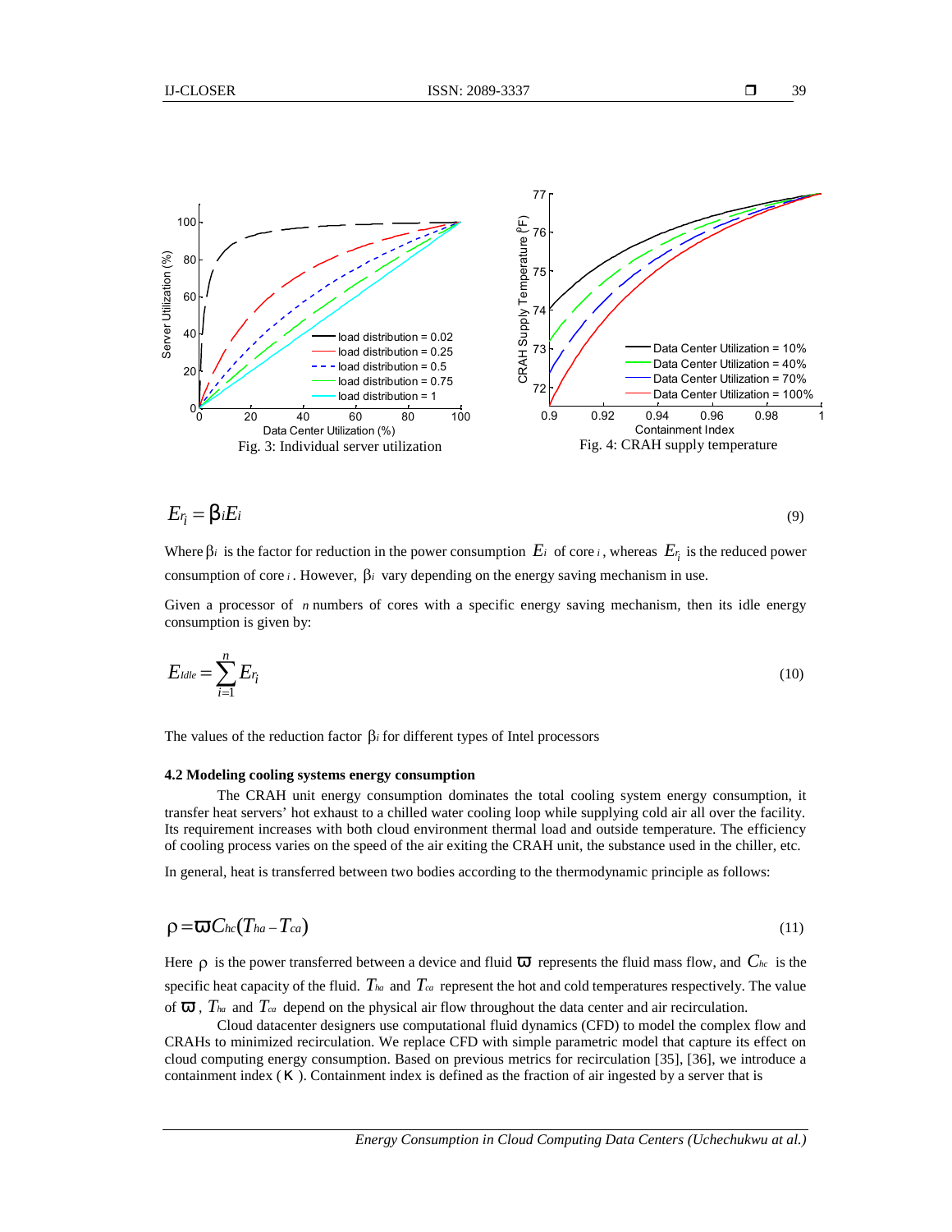Fig. 3: Individual server utilization

Fig. 4: CRAH supply temperature

$$E_{r_i} = \beta_i E_i \tag{9}$$

Where $\beta_i$ is the factor for reduction in the power consumption $E_i$ of core $i$, whereas $E_{r_i}$ is the reduced power consumption of core $i$. However, $\beta_i$ vary depending on the energy saving mechanism in use.

Given a processor of $n$ numbers of cores with a specific energy saving mechanism, then its idle energy consumption is given by:

$$E_{Idle} = \sum_{i=1}^{n} E_{r_i} \tag{10}$$

The values of the reduction factor $\beta_i$ for different types of Intel processors

### 4.2 Modeling cooling systems energy consumption

The CRAH unit energy consumption dominates the total cooling system energy consumption, it transfer heat servers' hot exhaust to a chilled water cooling loop while supplying cold air all over the facility. Its requirement increases with both cloud environment thermal load and outside temperature. The efficiency of cooling process varies on the speed of the air exiting the CRAH unit, the substance used in the chiller, etc.

In general, heat is transferred between two bodies according to the thermodynamic principle as follows:

$$\rho = \varpi C_{hc}(T_{ha} - T_{ca}) \tag{11}$$

Here $\rho$ is the power transferred between a device and fluid $\varpi$ represents the fluid mass flow, and $C_{hc}$ is the specific heat capacity of the fluid. $T_{ha}$ and $T_{ca}$ represent the hot and cold temperatures respectively. The value of $\varpi$, $T_{ha}$ and $T_{ca}$ depend on the physical air flow throughout the data center and air recirculation.

Cloud datacenter designers use computational fluid dynamics (CFD) to model the complex flow and CRAHs to minimized recirculation. We replace CFD with simple parametric model that capture its effect on cloud computing energy consumption. Based on previous metrics for recirculation [35], [36], we introduce a containment index ($\kappa$). Containment index is defined as the fraction of air ingested by a server that is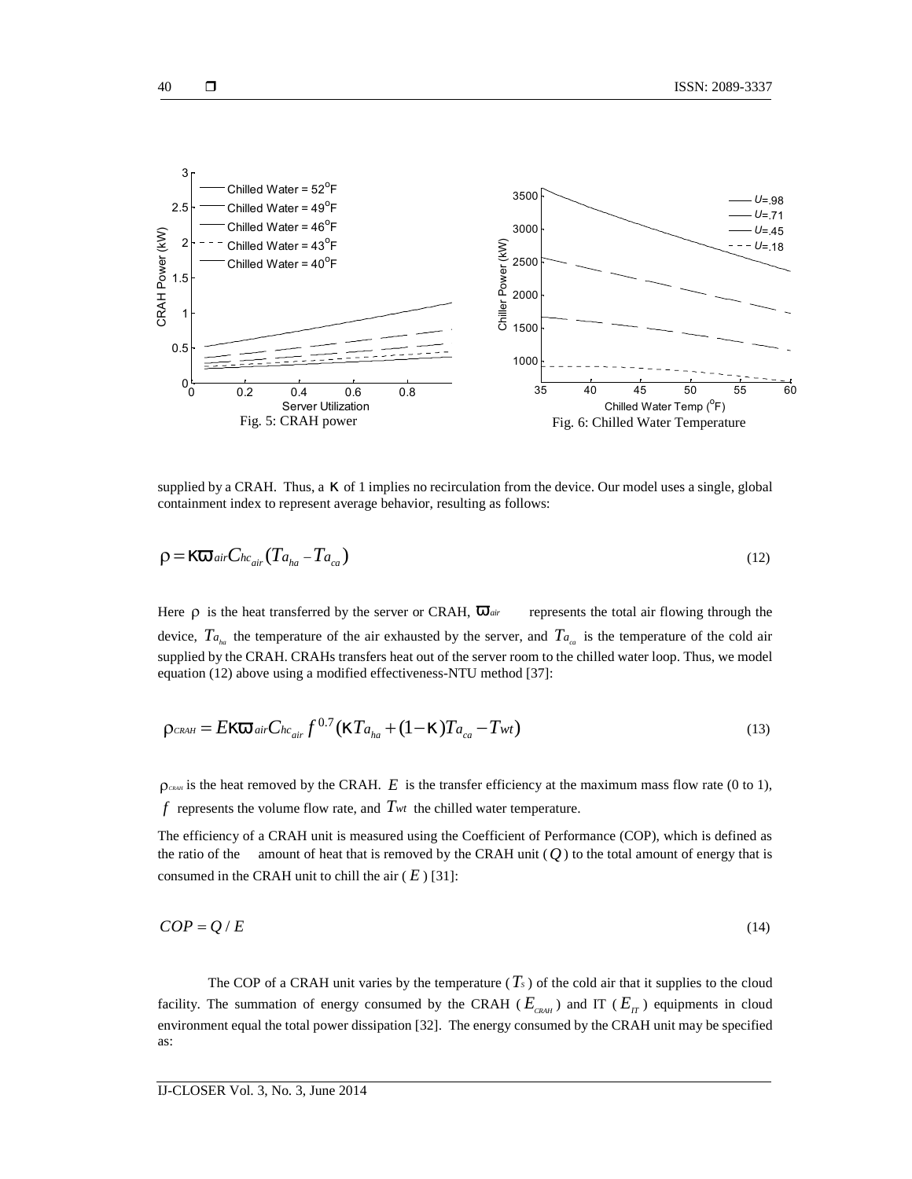Fig. 5: CRAH power

Fig. 6: Chilled Water Temperature

supplied by a CRAH. Thus, a $\kappa$ of 1 implies no recirculation from the device. Our model uses a single, global containment index to represent average behavior, resulting as follows:

$$\rho = \kappa \varpi_{air} C_{hc_{air}} (Ta_{ha} - Ta_{ca}) \tag{12}$$

Here $\rho$ is the heat transferred by the server or CRAH, $\varpi_{air}$ represents the total air flowing through the device, $Ta_{ha}$ the temperature of the air exhausted by the server, and $Ta_{ca}$ is the temperature of the cold air supplied by the CRAH. CRAHs transfers heat out of the server room to the chilled water loop. Thus, we model equation (12) above using a modified effectiveness-NTU method [37]:

$$\rho_{CRAH} = E \kappa \varpi_{air} C_{hc_{air}} f^{0.7} (\kappa Ta_{ha} + (1-\kappa) Ta_{ca} - T_{wt}) \tag{13}$$

$\rho_{CRAH}$ is the heat removed by the CRAH. $E$ is the transfer efficiency at the maximum mass flow rate (0 to 1), $f$ represents the volume flow rate, and $T_{wt}$ the chilled water temperature.

The efficiency of a CRAH unit is measured using the Coefficient of Performance (COP), which is defined as the ratio of the amount of heat that is removed by the CRAH unit ($Q$) to the total amount of energy that is consumed in the CRAH unit to chill the air ($E$) [31]:

$$COP = Q / E \tag{14}$$

The COP of a CRAH unit varies by the temperature ($T_S$) of the cold air that it supplies to the cloud facility. The summation of energy consumed by the CRAH ($E_{CRAH}$) and IT ($E_{IT}$) equipments in cloud environment equal the total power dissipation [32]. The energy consumed by the CRAH unit may be specified as: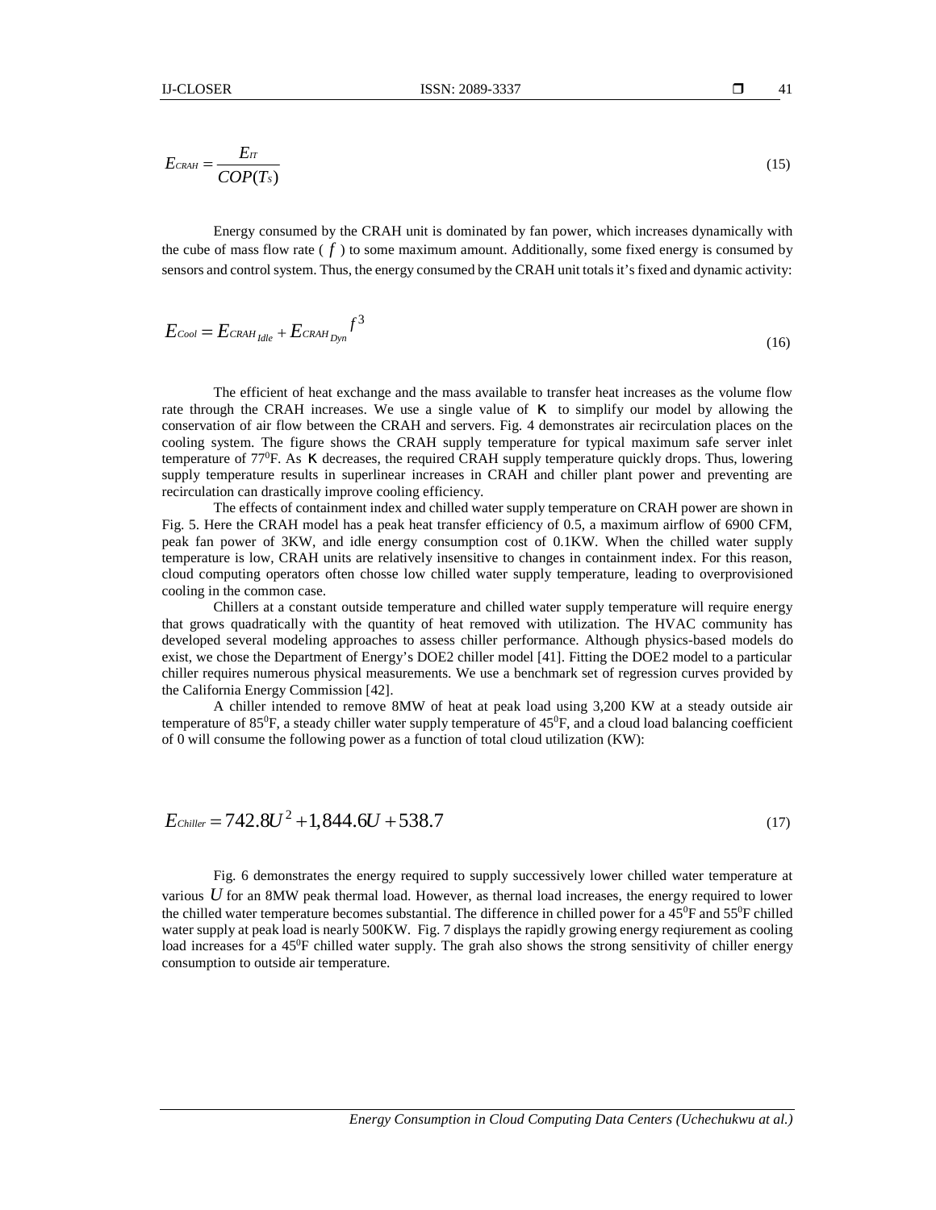$$E_{CRAH} = \frac{E_{IT}}{COP(T_s)} \tag{15}$$

Energy consumed by the CRAH unit is dominated by fan power, which increases dynamically with the cube of mass flow rate ( $f$ ) to some maximum amount. Additionally, some fixed energy is consumed by sensors and control system. Thus, the energy consumed by the CRAH unit totals it's fixed and dynamic activity:

$$E_{Cool} = E_{CRAH_{Idle}} + E_{CRAH_{Dyn}} f^3 \tag{16}$$

The efficient of heat exchange and the mass available to transfer heat increases as the volume flow rate through the CRAH increases. We use a single value of $K$ to simplify our model by allowing the conservation of air flow between the CRAH and servers. Fig. 4 demonstrates air recirculation places on the cooling system. The figure shows the CRAH supply temperature for typical maximum safe server inlet temperature of 77$^0$F. As $K$ decreases, the required CRAH supply temperature quickly drops. Thus, lowering supply temperature results in superlinear increases in CRAH and chiller plant power and preventing are recirculation can drastically improve cooling efficiency.

The effects of containment index and chilled water supply temperature on CRAH power are shown in Fig. 5. Here the CRAH model has a peak heat transfer efficiency of 0.5, a maximum airflow of 6900 CFM, peak fan power of 3KW, and idle energy consumption cost of 0.1KW. When the chilled water supply temperature is low, CRAH units are relatively insensitive to changes in containment index. For this reason, cloud computing operators often chosse low chilled water supply temperature, leading to overprovisioned cooling in the common case.

Chillers at a constant outside temperature and chilled water supply temperature will require energy that grows quadratically with the quantity of heat removed with utilization. The HVAC community has developed several modeling approaches to assess chiller performance. Although physics-based models do exist, we chose the Department of Energy's DOE2 chiller model [41]. Fitting the DOE2 model to a particular chiller requires numerous physical measurements. We use a benchmark set of regression curves provided by the California Energy Commission [42].

A chiller intended to remove 8MW of heat at peak load using 3,200 KW at a steady outside air temperature of 85$^0$F, a steady chiller water supply temperature of 45$^0$F, and a cloud load balancing coefficient of 0 will consume the following power as a function of total cloud utilization (KW):

$$E_{Chiller} = 742.8U^2 + 1{,}844.6U + 538.7 \tag{17}$$

Fig. 6 demonstrates the energy required to supply successively lower chilled water temperature at various $U$ for an 8MW peak thermal load. However, as thernal load increases, the energy required to lower the chilled water temperature becomes substantial. The difference in chilled power for a 45$^0$F and 55$^0$F chilled water supply at peak load is nearly 500KW. Fig. 7 displays the rapidly growing energy reqiurement as cooling load increases for a 45$^0$F chilled water supply. The grah also shows the strong sensitivity of chiller energy consumption to outside air temperature.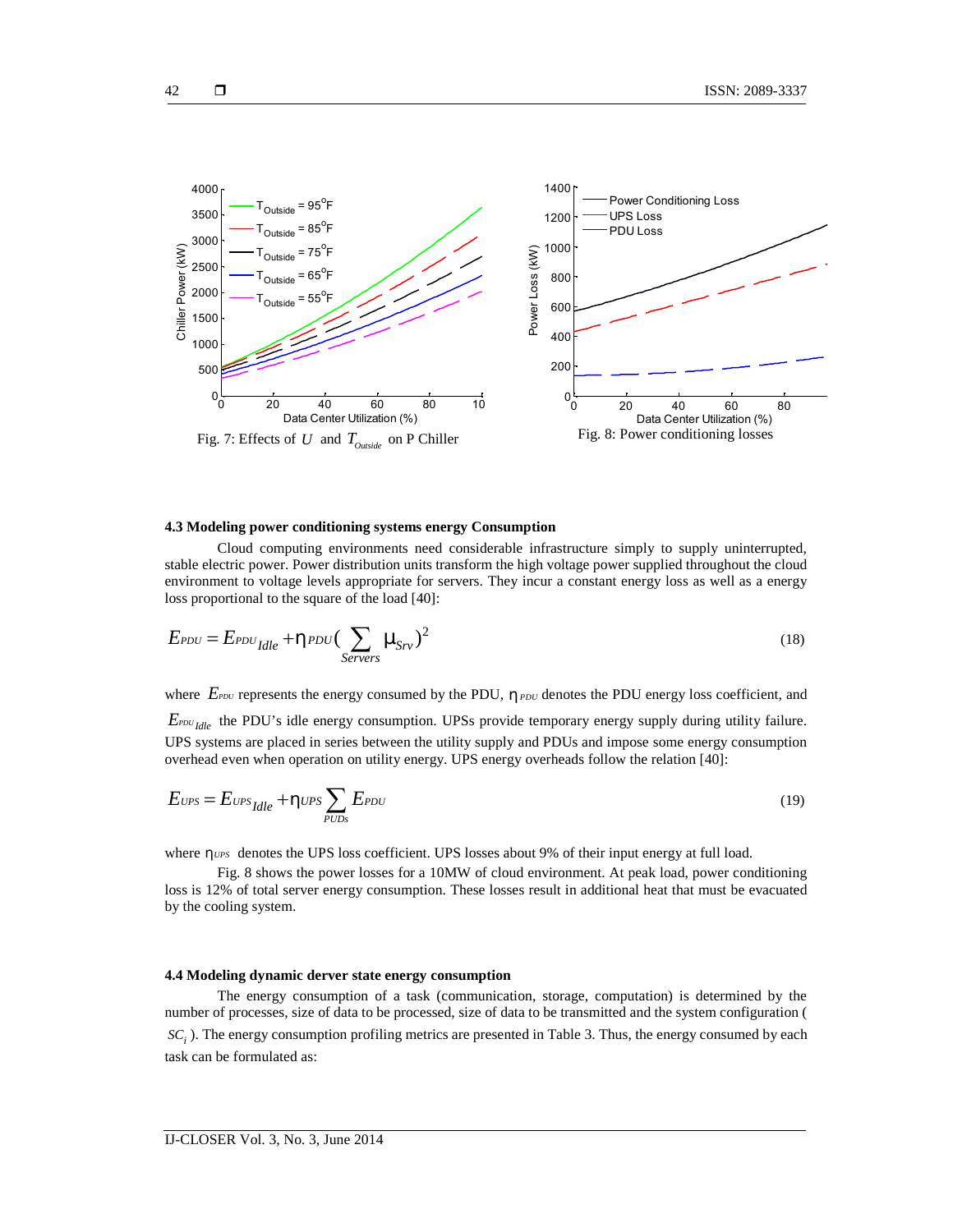Fig. 7: Effects of $U$ and $T_{Outside}$ on P Chiller

Fig. 8: Power conditioning losses

### 4.3 Modeling power conditioning systems energy Consumption

Cloud computing environments need considerable infrastructure simply to supply uninterrupted, stable electric power. Power distribution units transform the high voltage power supplied throughout the cloud environment to voltage levels appropriate for servers. They incur a constant energy loss as well as a energy loss proportional to the square of the load [40]:

$$E_{PDU} = E_{PDU_{Idle}} + \eta_{PDU} \left( \sum_{Servers} \mu_{Srv} \right)^2 \tag{18}$$

where $E_{PDU}$ represents the energy consumed by the PDU, $\eta_{PDU}$ denotes the PDU energy loss coefficient, and $E_{PDU_{Idle}}$ the PDU's idle energy consumption. UPSs provide temporary energy supply during utility failure. UPS systems are placed in series between the utility supply and PDUs and impose some energy consumption overhead even when operation on utility energy. UPS energy overheads follow the relation [40]:

$$E_{UPS} = E_{UPS_{Idle}} + \eta_{UPS} \sum_{PUDs} E_{PDU} \tag{19}$$

where $\eta_{UPS}$ denotes the UPS loss coefficient. UPS losses about 9% of their input energy at full load.

Fig. 8 shows the power losses for a 10MW of cloud environment. At peak load, power conditioning loss is 12% of total server energy consumption. These losses result in additional heat that must be evacuated by the cooling system.

### 4.4 Modeling dynamic derver state energy consumption

The energy consumption of a task (communication, storage, computation) is determined by the number of processes, size of data to be processed, size of data to be transmitted and the system configuration ( $SC_i$ ). The energy consumption profiling metrics are presented in Table 3. Thus, the energy consumed by each task can be formulated as: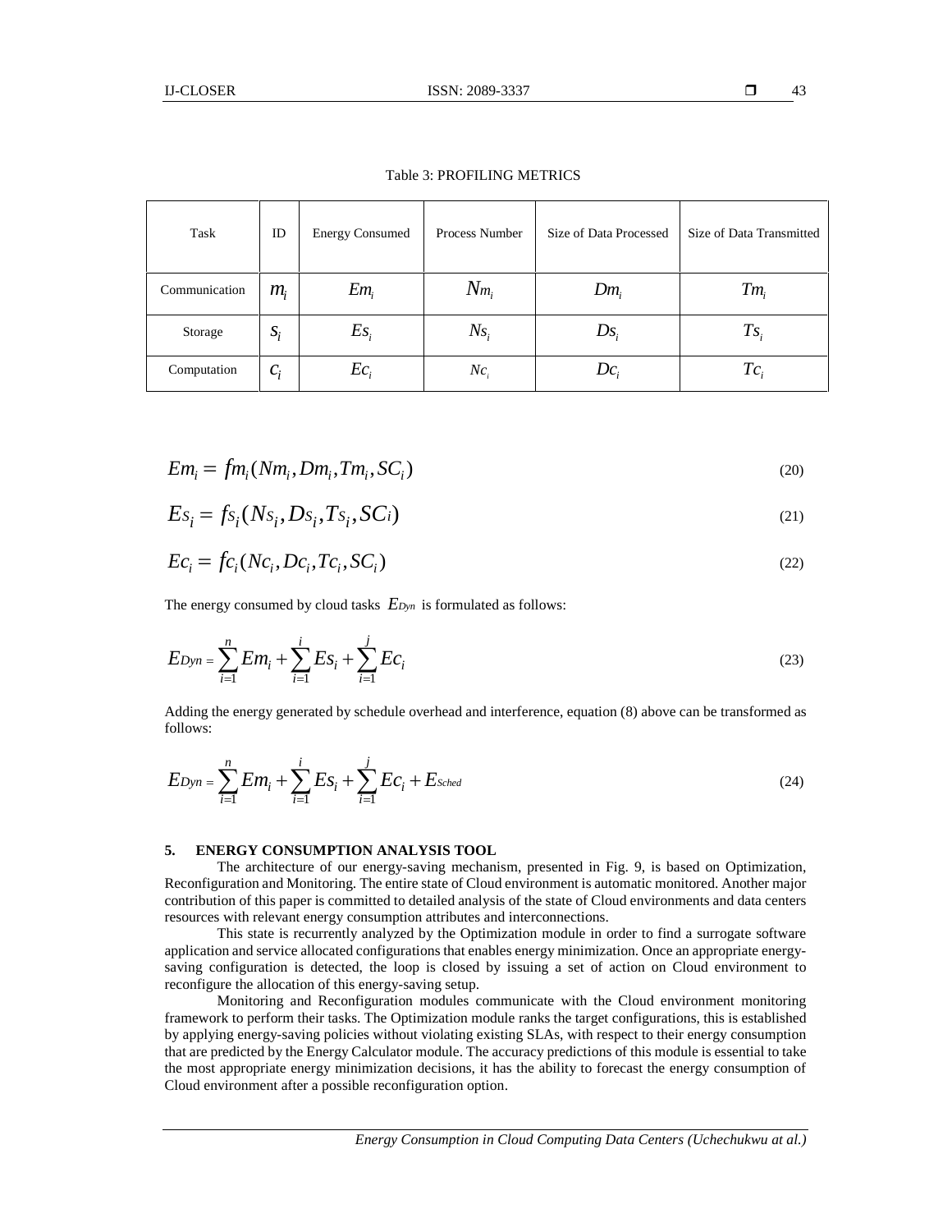Table 3: PROFILING METRICS

| Task | ID | Energy Consumed | Process Number | Size of Data Processed | Size of Data Transmitted |
|---|---|---|---|---|---|
| Communication | $m_i$ | $Em_i$ | $Nm_i$ | $Dm_i$ | $Tm_i$ |
| Storage | $s_i$ | $Es_i$ | $Ns_i$ | $Ds_i$ | $Ts_i$ |
| Computation | $c_i$ | $Ec_i$ | $Nc_i$ | $Dc_i$ | $Tc_i$ |

$$Em_i = fm_i(Nm_i, Dm_i, Tm_i, SC_i) \tag{20}$$

$$Es_i = fs_i(Ns_i, Ds_i, Ts_i, SCi) \tag{21}$$

$$Ec_i = fc_i(Nc_i, Dc_i, Tc_i, SC_i) \tag{22}$$

The energy consumed by cloud tasks $E_{Dyn}$ is formulated as follows:

$$E_{Dyn} = \sum_{i=1}^{n} Em_i + \sum_{i=1}^{i} Es_i + \sum_{i=1}^{j} Ec_i \tag{23}$$

Adding the energy generated by schedule overhead and interference, equation (8) above can be transformed as follows:

$$E_{Dyn} = \sum_{i=1}^{n} Em_i + \sum_{i=1}^{i} Es_i + \sum_{i=1}^{j} Ec_i + E_{Sched} \tag{24}$$

## 5. ENERGY CONSUMPTION ANALYSIS TOOL

The architecture of our energy-saving mechanism, presented in Fig. 9, is based on Optimization, Reconfiguration and Monitoring. The entire state of Cloud environment is automatic monitored. Another major contribution of this paper is committed to detailed analysis of the state of Cloud environments and data centers resources with relevant energy consumption attributes and interconnections.

This state is recurrently analyzed by the Optimization module in order to find a surrogate software application and service allocated configurations that enables energy minimization. Once an appropriate energy-saving configuration is detected, the loop is closed by issuing a set of action on Cloud environment to reconfigure the allocation of this energy-saving setup.

Monitoring and Reconfiguration modules communicate with the Cloud environment monitoring framework to perform their tasks. The Optimization module ranks the target configurations, this is established by applying energy-saving policies without violating existing SLAs, with respect to their energy consumption that are predicted by the Energy Calculator module. The accuracy predictions of this module is essential to take the most appropriate energy minimization decisions, it has the ability to forecast the energy consumption of Cloud environment after a possible reconfiguration option.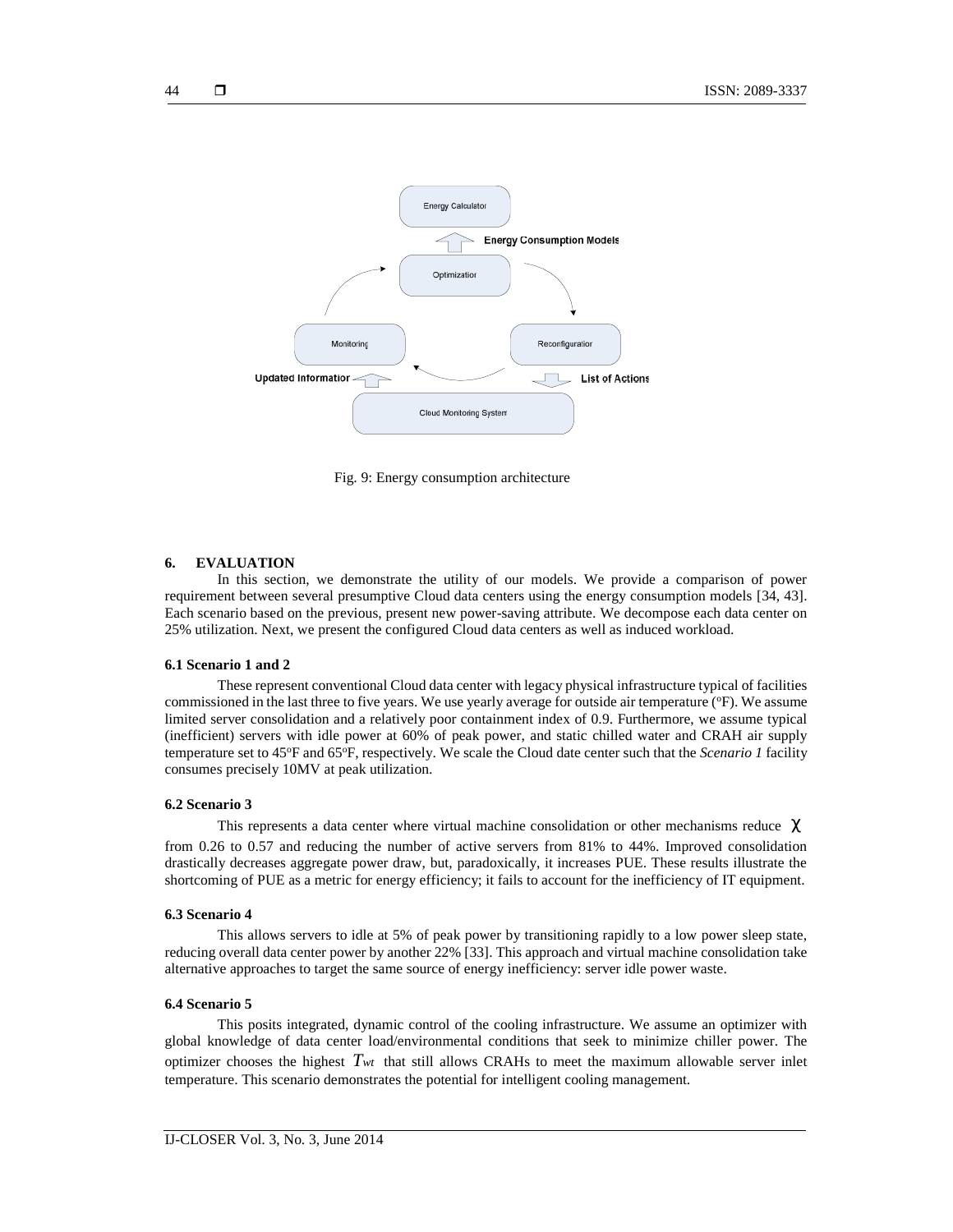Fig. 9: Energy consumption architecture

## 6. EVALUATION

In this section, we demonstrate the utility of our models. We provide a comparison of power requirement between several presumptive Cloud data centers using the energy consumption models [34, 43]. Each scenario based on the previous, present new power-saving attribute. We decompose each data center on 25% utilization. Next, we present the configured Cloud data centers as well as induced workload.

### 6.1 Scenario 1 and 2

These represent conventional Cloud data center with legacy physical infrastructure typical of facilities commissioned in the last three to five years. We use yearly average for outside air temperature (°F). We assume limited server consolidation and a relatively poor containment index of 0.9. Furthermore, we assume typical (inefficient) servers with idle power at 60% of peak power, and static chilled water and CRAH air supply temperature set to 45°F and 65°F, respectively. We scale the Cloud date center such that the *Scenario 1* facility consumes precisely 10MV at peak utilization.

### 6.2 Scenario 3

This represents a data center where virtual machine consolidation or other mechanisms reduce $\chi$ from 0.26 to 0.57 and reducing the number of active servers from 81% to 44%. Improved consolidation drastically decreases aggregate power draw, but, paradoxically, it increases PUE. These results illustrate the shortcoming of PUE as a metric for energy efficiency; it fails to account for the inefficiency of IT equipment.

### 6.3 Scenario 4

This allows servers to idle at 5% of peak power by transitioning rapidly to a low power sleep state, reducing overall data center power by another 22% [33]. This approach and virtual machine consolidation take alternative approaches to target the same source of energy inefficiency: server idle power waste.

### 6.4 Scenario 5

This posits integrated, dynamic control of the cooling infrastructure. We assume an optimizer with global knowledge of data center load/environmental conditions that seek to minimize chiller power. The optimizer chooses the highest $T_{wt}$ that still allows CRAHs to meet the maximum allowable server inlet temperature. This scenario demonstrates the potential for intelligent cooling management.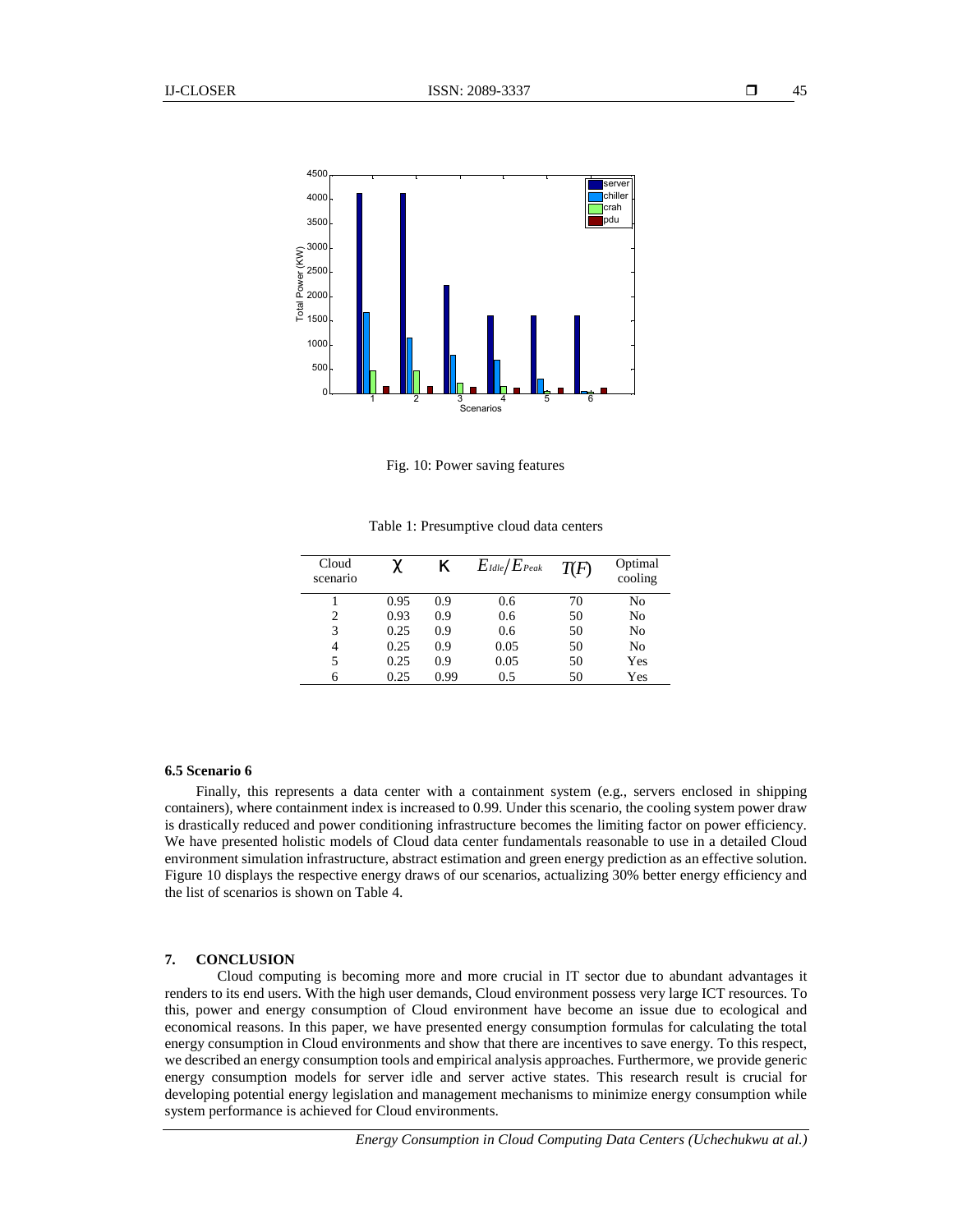Fig. 10: Power saving features

Table 1: Presumptive cloud data centers

| Cloud scenario | $\chi$ | $\kappa$ | $E_{Idle}/E_{Peak}$ | $T(F)$ | Optimal cooling |
|---|---|---|---|---|---|
| 1 | 0.95 | 0.9 | 0.6 | 70 | No |
| 2 | 0.93 | 0.9 | 0.6 | 50 | No |
| 3 | 0.25 | 0.9 | 0.6 | 50 | No |
| 4 | 0.25 | 0.9 | 0.05 | 50 | No |
| 5 | 0.25 | 0.9 | 0.05 | 50 | Yes |
| 6 | 0.25 | 0.99 | 0.5 | 50 | Yes |

### 6.5 Scenario 6

Finally, this represents a data center with a containment system (e.g., servers enclosed in shipping containers), where containment index is increased to 0.99. Under this scenario, the cooling system power draw is drastically reduced and power conditioning infrastructure becomes the limiting factor on power efficiency. We have presented holistic models of Cloud data center fundamentals reasonable to use in a detailed Cloud environment simulation infrastructure, abstract estimation and green energy prediction as an effective solution. Figure 10 displays the respective energy draws of our scenarios, actualizing 30% better energy efficiency and the list of scenarios is shown on Table 4.

## 7. CONCLUSION

Cloud computing is becoming more and more crucial in IT sector due to abundant advantages it renders to its end users. With the high user demands, Cloud environment possess very large ICT resources. To this, power and energy consumption of Cloud environment have become an issue due to ecological and economical reasons. In this paper, we have presented energy consumption formulas for calculating the total energy consumption in Cloud environments and show that there are incentives to save energy. To this respect, we described an energy consumption tools and empirical analysis approaches. Furthermore, we provide generic energy consumption models for server idle and server active states. This research result is crucial for developing potential energy legislation and management mechanisms to minimize energy consumption while system performance is achieved for Cloud environments.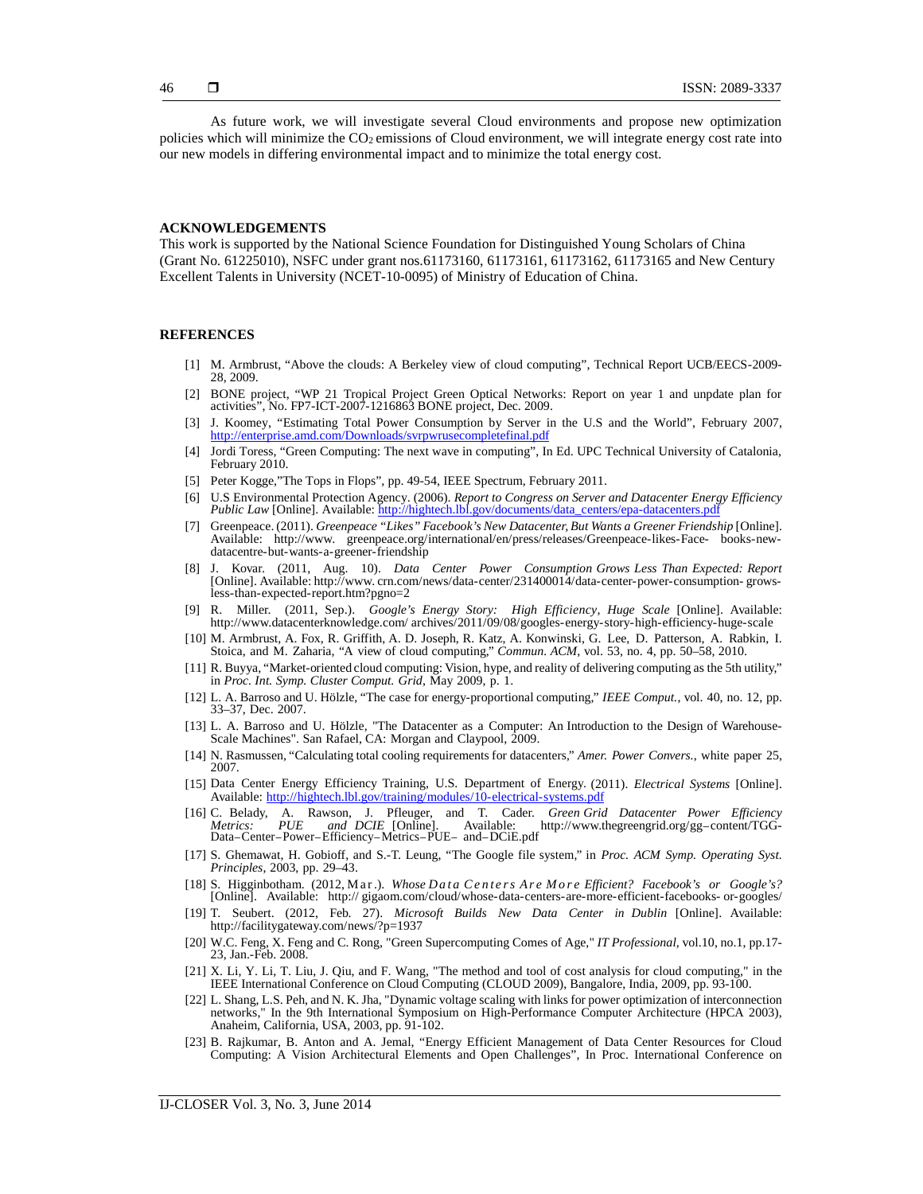As future work, we will investigate several Cloud environments and propose new optimization policies which will minimize the $CO_2$ emissions of Cloud environment, we will integrate energy cost rate into our new models in differing environmental impact and to minimize the total energy cost.

## ACKNOWLEDGEMENTS

This work is supported by the National Science Foundation for Distinguished Young Scholars of China (Grant No. 61225010), NSFC under grant nos.61173160, 61173161, 61173162, 61173165 and New Century Excellent Talents in University (NCET-10-0095) of Ministry of Education of China.

## REFERENCES

[1] M. Armbrust, "Above the clouds: A Berkeley view of cloud computing", Technical Report UCB/EECS-2009-28, 2009.

[2] BONE project, "WP 21 Tropical Project Green Optical Networks: Report on year 1 and unpdate plan for activities", No. FP7-ICT-2007-1216863 BONE project, Dec. 2009.

[3] J. Koomey, "Estimating Total Power Consumption by Server in the U.S and the World", February 2007, http://enterprise.amd.com/Downloads/svrpwrusecompletefinal.pdf

[4] Jordi Toress, "Green Computing: The next wave in computing", In Ed. UPC Technical University of Catalonia, February 2010.

[5] Peter Kogge,"The Tops in Flops", pp. 49-54, IEEE Spectrum, February 2011.

[6] U.S Environmental Protection Agency. (2006). *Report to Congress on Server and Datacenter Energy Efficiency Public Law* [Online]. Available: http://hightech.lbl.gov/documents/data_centers/epa-datacenters.pdf

[7] Greenpeace. (2011). *Greenpeace "Likes" Facebook's New Datacenter, But Wants a Greener Friendship* [Online]. Available: http://www. greenpeace.org/international/en/press/releases/Greenpeace-likes-Face- books-new-datacentre-but-wants-a-greener-friendship

[8] J. Kovar. (2011, Aug. 10). *Data Center Power Consumption Grows Less Than Expected: Report* [Online]. Available: http://www. crn.com/news/data-center/231400014/data-center-power-consumption- grows-less-than-expected-report.htm?pgno=2

[9] R. Miller. (2011, Sep.). *Google's Energy Story: High Efficiency, Huge Scale* [Online]. Available: http://www.datacenterknowledge.com/ archives/2011/09/08/googles-energy-story-high-efficiency-huge-scale

[10] M. Armbrust, A. Fox, R. Griffith, A. D. Joseph, R. Katz, A. Konwinski, G. Lee, D. Patterson, A. Rabkin, I. Stoica, and M. Zaharia, "A view of cloud computing," *Commun. ACM*, vol. 53, no. 4, pp. 50–58, 2010.

[11] R. Buyya, "Market-oriented cloud computing: Vision, hype, and reality of delivering computing as the 5th utility," in *Proc. Int. Symp. Cluster Comput. Grid*, May 2009, p. 1.

[12] L. A. Barroso and U. Hölzle, "The case for energy-proportional computing," *IEEE Comput.*, vol. 40, no. 12, pp. 33–37, Dec. 2007.

[13] L. A. Barroso and U. Hölzle, "The Datacenter as a Computer: An Introduction to the Design of Warehouse-Scale Machines". San Rafael, CA: Morgan and Claypool, 2009.

[14] N. Rasmussen, "Calculating total cooling requirements for datacenters," *Amer. Power Convers.*, white paper 25, 2007.

[15] Data Center Energy Efficiency Training, U.S. Department of Energy. (2011). *Electrical Systems* [Online]. Available: http://hightech.lbl.gov/training/modules/10-electrical-systems.pdf

[16] C. Belady, A. Rawson, J. Pfleuger, and T. Cader. *Green Grid Datacenter Power Efficiency Metrics: PUE and DCIE* [Online]. Available: http://www.thegreengrid.org/gg–content/TGG-Data–Center–Power–Efficiency–Metrics–PUE– and–DCiE.pdf

[17] S. Ghemawat, H. Gobioff, and S.-T. Leung, "The Google file system," in *Proc. ACM Symp. Operating Syst. Principles*, 2003, pp. 29–43.

[18] S. Higginbotham. (2012, Mar.). *Whose Data Centers Are More Efficient? Facebook's or Google's?* [Online]. Available: http:// gigaom.com/cloud/whose-data-centers-are-more-efficient-facebooks- or-googles/

[19] T. Seubert. (2012, Feb. 27). *Microsoft Builds New Data Center in Dublin* [Online]. Available: http://facilitygateway.com/news/?p=1937

[20] W.C. Feng, X. Feng and C. Rong, "Green Supercomputing Comes of Age," *IT Professional*, vol.10, no.1, pp.17-23, Jan.-Feb. 2008.

[21] X. Li, Y. Li, T. Liu, J. Qiu, and F. Wang, "The method and tool of cost analysis for cloud computing," in the IEEE International Conference on Cloud Computing (CLOUD 2009), Bangalore, India, 2009, pp. 93-100.

[22] L. Shang, L.S. Peh, and N. K. Jha, "Dynamic voltage scaling with links for power optimization of interconnection networks," In the 9th International Symposium on High-Performance Computer Architecture (HPCA 2003), Anaheim, California, USA, 2003, pp. 91-102.

[23] B. Rajkumar, B. Anton and A. Jemal, "Energy Efficient Management of Data Center Resources for Cloud Computing: A Vision Architectural Elements and Open Challenges", In Proc. International Conference on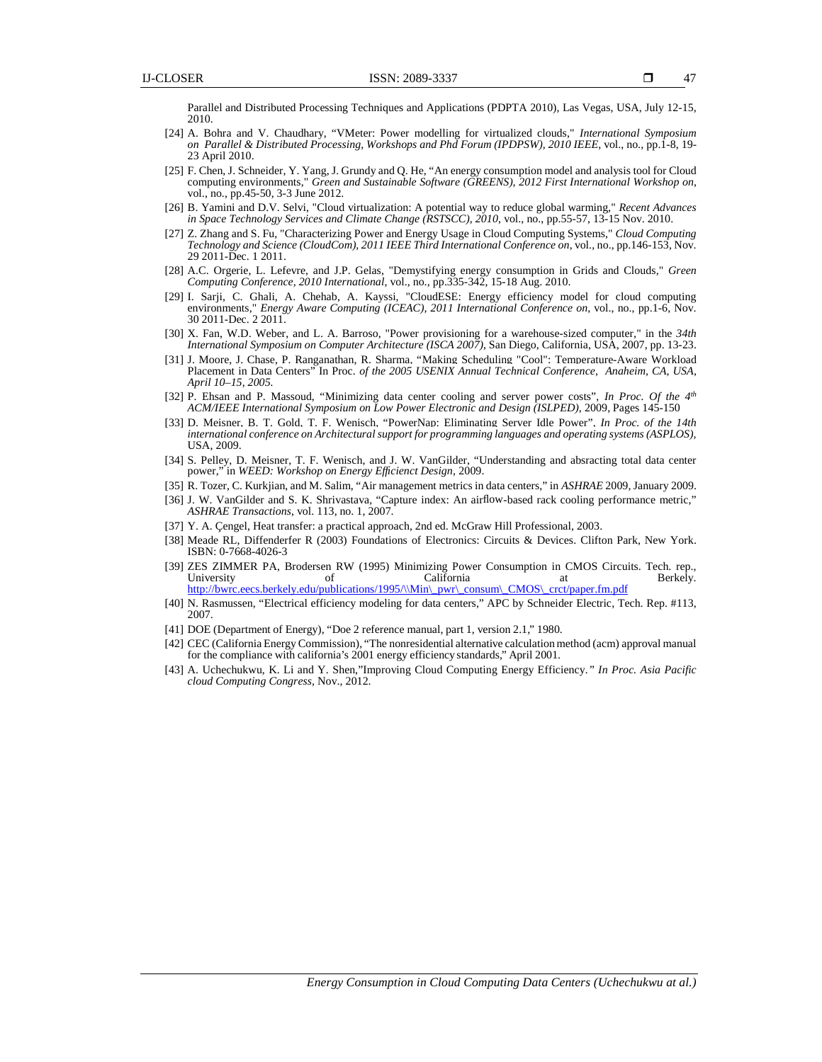Parallel and Distributed Processing Techniques and Applications (PDPTA 2010), Las Vegas, USA, July 12-15, 2010.

[24] A. Bohra and V. Chaudhary, "VMeter: Power modelling for virtualized clouds," *International Symposium on Parallel & Distributed Processing, Workshops and Phd Forum (IPDPSW), 2010 IEEE*, vol., no., pp.1-8, 19-23 April 2010.

[25] F. Chen, J. Schneider, Y. Yang, J. Grundy and Q. He, "An energy consumption model and analysis tool for Cloud computing environments," *Green and Sustainable Software (GREENS), 2012 First International Workshop on*, vol., no., pp.45-50, 3-3 June 2012.

[26] B. Yamini and D.V. Selvi, "Cloud virtualization: A potential way to reduce global warming," *Recent Advances in Space Technology Services and Climate Change (RSTSCC), 2010*, vol., no., pp.55-57, 13-15 Nov. 2010.

[27] Z. Zhang and S. Fu, "Characterizing Power and Energy Usage in Cloud Computing Systems," *Cloud Computing Technology and Science (CloudCom), 2011 IEEE Third International Conference on*, vol., no., pp.146-153, Nov. 29 2011-Dec. 1 2011.

[28] A.C. Orgerie, L. Lefevre, and J.P. Gelas, "Demystifying energy consumption in Grids and Clouds," *Green Computing Conference, 2010 International*, vol., no., pp.335-342, 15-18 Aug. 2010.

[29] I. Sarji, C. Ghali, A. Chehab, A. Kayssi, "CloudESE: Energy efficiency model for cloud computing environments," *Energy Aware Computing (ICEAC), 2011 International Conference on*, vol., no., pp.1-6, Nov. 30 2011-Dec. 2 2011.

[30] X. Fan, W.D. Weber, and L. A. Barroso, "Power provisioning for a warehouse-sized computer," in the *34th International Symposium on Computer Architecture (ISCA 2007)*, San Diego, California, USA, 2007, pp. 13-23.

[31] J. Moore, J. Chase, P. Ranganathan, R. Sharma, "Making Scheduling "Cool": Temperature-Aware Workload Placement in Data Centers" In Proc. *of the 2005 USENIX Annual Technical Conference, Anaheim, CA, USA, April 10–15, 2005.*

[32] P. Ehsan and P. Massoud, "Minimizing data center cooling and server power costs", *In Proc. Of the 4th ACM/IEEE International Symposium on Low Power Electronic and Design (ISLPED),* 2009, Pages 145-150

[33] D. Meisner, B. T. Gold, T. F. Wenisch, "PowerNap: Eliminating Server Idle Power", *In Proc. of the 14th international conference on Architectural support for programming languages and operating systems (ASPLOS),* USA, 2009.

[34] S. Pelley, D. Meisner, T. F. Wenisch, and J. W. VanGilder, "Understanding and absracting total data center power," in *WEED: Workshop on Energy Efficienct Design*, 2009.

[35] R. Tozer, C. Kurkjian, and M. Salim, "Air management metrics in data centers," in *ASHRAE* 2009, January 2009.

[36] J. W. VanGilder and S. K. Shrivastava, "Capture index: An airflow-based rack cooling performance metric," *ASHRAE Transactions*, vol. 113, no. 1, 2007.

[37] Y. A. Çengel, Heat transfer: a practical approach, 2nd ed. McGraw Hill Professional, 2003.

[38] Meade RL, Diffenderfer R (2003) Foundations of Electronics: Circuits & Devices. Clifton Park, New York. ISBN: 0-7668-4026-3

[39] ZES ZIMMER PA, Brodersen RW (1995) Minimizing Power Consumption in CMOS Circuits. Tech. rep., University of California at Berkely. http://bwrc.eecs.berkely.edu/publications/1995/\\Min\_pwr\_consum\_CMOS\_crct/paper.fm.pdf

[40] N. Rasmussen, "Electrical efficiency modeling for data centers," APC by Schneider Electric, Tech. Rep. #113, 2007.

[41] DOE (Department of Energy), "Doe 2 reference manual, part 1, version 2.1," 1980.

[42] CEC (California Energy Commission), "The nonresidential alternative calculation method (acm) approval manual for the compliance with california's 2001 energy efficiency standards," April 2001.

[43] A. Uchechukwu, K. Li and Y. Shen,"Improving Cloud Computing Energy Efficiency.*" In Proc. Asia Pacific cloud Computing Congress,* Nov., 2012.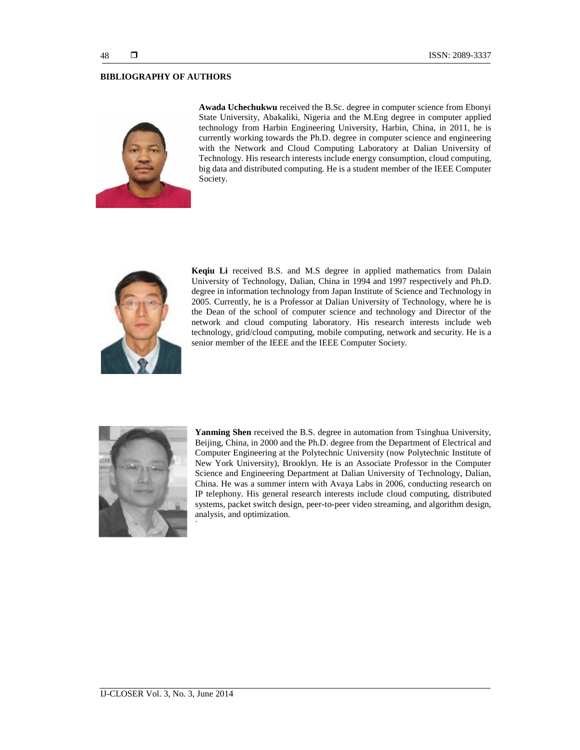**BIBLIOGRAPHY OF AUTHORS**

**Awada Uchechukwu** received the B.Sc. degree in computer science from Ebonyi State University, Abakaliki, Nigeria and the M.Eng degree in computer applied technology from Harbin Engineering University, Harbin, China, in 2011, he is currently working towards the Ph.D. degree in computer science and engineering with the Network and Cloud Computing Laboratory at Dalian University of Technology. His research interests include energy consumption, cloud computing, big data and distributed computing. He is a student member of the IEEE Computer Society.

**Keqiu Li** received B.S. and M.S degree in applied mathematics from Dalain University of Technology, Dalian, China in 1994 and 1997 respectively and Ph.D. degree in information technology from Japan Institute of Science and Technology in 2005. Currently, he is a Professor at Dalian University of Technology, where he is the Dean of the school of computer science and technology and Director of the network and cloud computing laboratory. His research interests include web technology, grid/cloud computing, mobile computing, network and security. He is a senior member of the IEEE and the IEEE Computer Society.

**Yanming Shen** received the B.S. degree in automation from Tsinghua University, Beijing, China, in 2000 and the Ph.D. degree from the Department of Electrical and Computer Engineering at the Polytechnic University (now Polytechnic Institute of New York University), Brooklyn. He is an Associate Professor in the Computer Science and Engineering Department at Dalian University of Technology, Dalian, China. He was a summer intern with Avaya Labs in 2006, conducting research on IP telephony. His general research interests include cloud computing, distributed systems, packet switch design, peer-to-peer video streaming, and algorithm design, analysis, and optimization.